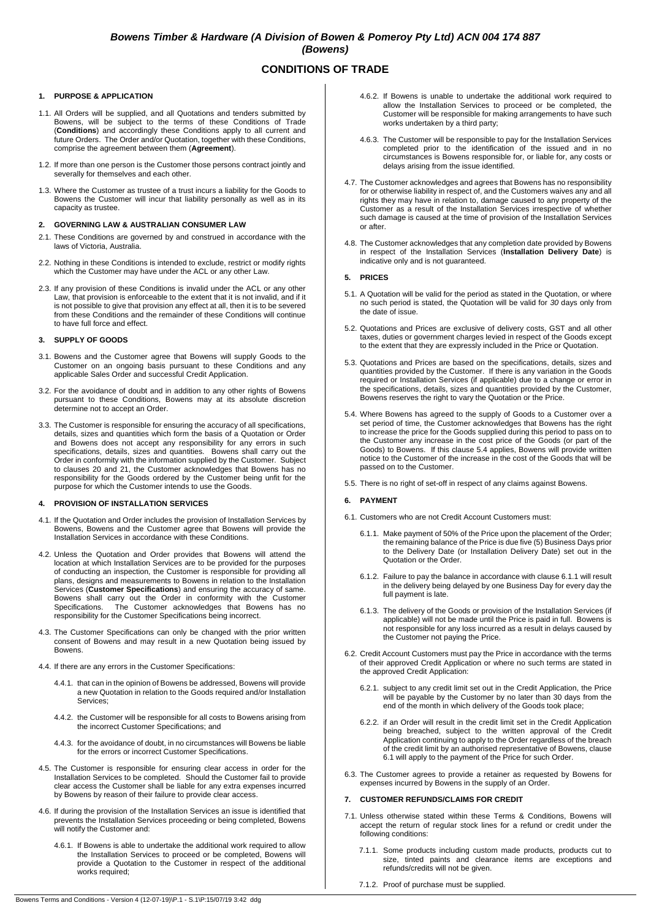# Bowens Timber & Hardware (A Division of Bowen & Pomeroy Pty Ltd) ACN 004 174 887 (Bowens)

## CONDITIONS OF TRADE

### 1. PURPOSE & APPLICATION

1.1. All Orders will be supplied, and all Quotations and tenders submitted by Bowens, will be subject to the terms of these Conditions of Trade (**Conditions**) and accordingly these Conditions apply to all current and future Orders. The Order and/or Quotation, together with these Conditions, comprise the agreement between them (**Agreement**).

1.2. If more than one person is the Customer those persons contract jointly and severally for themselves and each other.

1.3. Where the Customer as trustee of a trust incurs a liability for the Goods to Bowens the Customer will incur that liability personally as well as in its capacity as trustee.

### 2. GOVERNING LAW & AUSTRALIAN CONSUMER LAW

2.1. These Conditions are governed by and construed in accordance with the laws of Victoria, Australia.

2.2. Nothing in these Conditions is intended to exclude, restrict or modify rights which the Customer may have under the ACL or any other Law.

2.3. If any provision of these Conditions is invalid under the ACL or any other Law, that provision is enforceable to the extent that it is not invalid, and if it is not possible to give that provision any effect at all, then it is to be severed from these Conditions and the remainder of these Conditions will continue to have full force and effect.

### 3. SUPPLY OF GOODS

3.1. Bowens and the Customer agree that Bowens will supply Goods to the Customer on an ongoing basis pursuant to these Conditions and any applicable Sales Order and successful Credit Application.

3.2. For the avoidance of doubt and in addition to any other rights of Bowens pursuant to these Conditions, Bowens may at its absolute discretion determine not to accept an Order.

3.3. The Customer is responsible for ensuring the accuracy of all specifications, details, sizes and quantities which form the basis of a Quotation or Order and Bowens does not accept any responsibility for any errors in such specifications, details, sizes and quantities. Bowens shall carry out the Order in conformity with the information supplied by the Customer. Subject to clauses 20 and 21, the Customer acknowledges that Bowens has no responsibility for the Goods ordered by the Customer being unfit for the purpose for which the Customer intends to use the Goods.

### 4. PROVISION OF INSTALLATION SERVICES

4.1. If the Quotation and Order includes the provision of Installation Services by Bowens, Bowens and the Customer agree that Bowens will provide the Installation Services in accordance with these Conditions.

4.2. Unless the Quotation and Order provides that Bowens will attend the location at which Installation Services are to be provided for the purposes of conducting an inspection, the Customer is responsible for providing all plans, designs and measurements to Bowens in relation to the Installation Services (**Customer Specifications**) and ensuring the accuracy of same. Bowens shall carry out the Order in conformity with the Customer Specifications. The Customer acknowledges that Bowens has no responsibility for the Customer Specifications being incorrect.

4.3. The Customer Specifications can only be changed with the prior written consent of Bowens and may result in a new Quotation being issued by Bowens.

4.4. If there are any errors in the Customer Specifications:

4.4.1. that can in the opinion of Bowens be addressed, Bowens will provide a new Quotation in relation to the Goods required and/or Installation Services;

4.4.2. the Customer will be responsible for all costs to Bowens arising from the incorrect Customer Specifications; and

4.4.3. for the avoidance of doubt, in no circumstances will Bowens be liable for the errors or incorrect Customer Specifications.

4.5. The Customer is responsible for ensuring clear access in order for the Installation Services to be completed. Should the Customer fail to provide clear access the Customer shall be liable for any extra expenses incurred by Bowens by reason of their failure to provide clear access.

4.6. If during the provision of the Installation Services an issue is identified that prevents the Installation Services proceeding or being completed, Bowens will notify the Customer and:

4.6.1. If Bowens is able to undertake the additional work required to allow the Installation Services to proceed or be completed, Bowens will provide a Quotation to the Customer in respect of the additional works required;

4.6.2. If Bowens is unable to undertake the additional work required to allow the Installation Services to proceed or be completed, the Customer will be responsible for making arrangements to have such works undertaken by a third party;

4.6.3. The Customer will be responsible to pay for the Installation Services completed prior to the identification of the issued and in no circumstances is Bowens responsible for, or liable for, any costs or delays arising from the issue identified.

4.7. The Customer acknowledges and agrees that Bowens has no responsibility for or otherwise liability in respect of, and the Customers waives any and all rights they may have in relation to, damage caused to any property of the Customer as a result of the Installation Services irrespective of whether such damage is caused at the time of provision of the Installation Services or after.

4.8. The Customer acknowledges that any completion date provided by Bowens in respect of the Installation Services (**Installation Delivery Date**) is indicative only and is not guaranteed.

### 5. PRICES

5.1. A Quotation will be valid for the period as stated in the Quotation, or where no such period is stated, the Quotation will be valid for *30* days only from the date of issue.

5.2. Quotations and Prices are exclusive of delivery costs, GST and all other taxes, duties or government charges levied in respect of the Goods except to the extent that they are expressly included in the Price or Quotation.

5.3. Quotations and Prices are based on the specifications, details, sizes and quantities provided by the Customer. If there is any variation in the Goods required or Installation Services (if applicable) due to a change or error in the specifications, details, sizes and quantities provided by the Customer, Bowens reserves the right to vary the Quotation or the Price.

5.4. Where Bowens has agreed to the supply of Goods to a Customer over a set period of time, the Customer acknowledges that Bowens has the right to increase the price for the Goods supplied during this period to pass on to the Customer any increase in the cost price of the Goods (or part of the Goods) to Bowens. If this clause 5.4 applies, Bowens will provide written notice to the Customer of the increase in the cost of the Goods that will be passed on to the Customer.

5.5. There is no right of set-off in respect of any claims against Bowens.

### 6. PAYMENT

6.1. Customers who are not Credit Account Customers must:

6.1.1. Make payment of 50% of the Price upon the placement of the Order; the remaining balance of the Price is due five (5) Business Days prior to the Delivery Date (or Installation Delivery Date) set out in the Quotation or the Order.

6.1.2. Failure to pay the balance in accordance with clause 6.1.1 will result in the delivery being delayed by one Business Day for every day the full payment is late.

6.1.3. The delivery of the Goods or provision of the Installation Services (if applicable) will not be made until the Price is paid in full. Bowens is not responsible for any loss incurred as a result in delays caused by the Customer not paying the Price.

6.2. Credit Account Customers must pay the Price in accordance with the terms of their approved Credit Application or where no such terms are stated in the approved Credit Application:

6.2.1. subject to any credit limit set out in the Credit Application, the Price will be payable by the Customer by no later than 30 days from the end of the month in which delivery of the Goods took place;

6.2.2. if an Order will result in the credit limit set in the Credit Application being breached, subject to the written approval of the Credit Application continuing to apply to the Order regardless of the breach of the credit limit by an authorised representative of Bowens, clause 6.1 will apply to the payment of the Price for such Order.

6.3. The Customer agrees to provide a retainer as requested by Bowens for expenses incurred by Bowens in the supply of an Order.

### 7. CUSTOMER REFUNDS/CLAIMS FOR CREDIT

7.1. Unless otherwise stated within these Terms & Conditions, Bowens will accept the return of regular stock lines for a refund or credit under the following conditions:

7.1.1. Some products including custom made products, products cut to size, tinted paints and clearance items are exceptions and refunds/credits will not be given.

7.1.2. Proof of purchase must be supplied.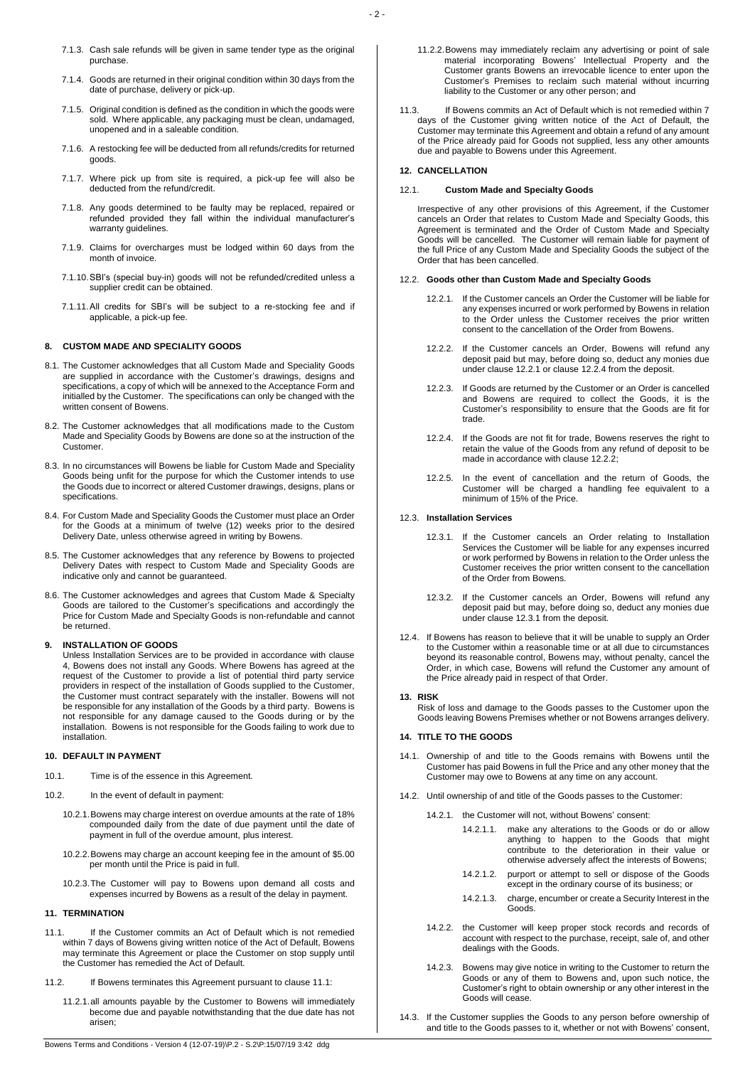7.1.3. Cash sale refunds will be given in same tender type as the original purchase.

7.1.4. Goods are returned in their original condition within 30 days from the date of purchase, delivery or pick-up.

7.1.5. Original condition is defined as the condition in which the goods were sold. Where applicable, any packaging must be clean, undamaged, unopened and in a saleable condition.

7.1.6. A restocking fee will be deducted from all refunds/credits for returned goods.

7.1.7. Where pick up from site is required, a pick-up fee will also be deducted from the refund/credit.

7.1.8. Any goods determined to be faulty may be replaced, repaired or refunded provided they fall within the individual manufacturer's warranty guidelines.

7.1.9. Claims for overcharges must be lodged within 60 days from the month of invoice.

7.1.10. SBI's (special buy-in) goods will not be refunded/credited unless a supplier credit can be obtained.

7.1.11. All credits for SBI's will be subject to a re-stocking fee and if applicable, a pick-up fee.

## 8. CUSTOM MADE AND SPECIALITY GOODS

8.1. The Customer acknowledges that all Custom Made and Speciality Goods are supplied in accordance with the Customer's drawings, designs and specifications, a copy of which will be annexed to the Acceptance Form and initialled by the Customer. The specifications can only be changed with the written consent of Bowens.

8.2. The Customer acknowledges that all modifications made to the Custom Made and Speciality Goods by Bowens are done so at the instruction of the Customer.

8.3. In no circumstances will Bowens be liable for Custom Made and Speciality Goods being unfit for the purpose for which the Customer intends to use the Goods due to incorrect or altered Customer drawings, designs, plans or specifications.

8.4. For Custom Made and Speciality Goods the Customer must place an Order for the Goods at a minimum of twelve (12) weeks prior to the desired Delivery Date, unless otherwise agreed in writing by Bowens.

8.5. The Customer acknowledges that any reference by Bowens to projected Delivery Dates with respect to Custom Made and Speciality Goods are indicative only and cannot be guaranteed.

8.6. The Customer acknowledges and agrees that Custom Made & Specialty Goods are tailored to the Customer's specifications and accordingly the Price for Custom Made and Specialty Goods is non-refundable and cannot be returned.

## 9. INSTALLATION OF GOODS

Unless Installation Services are to be provided in accordance with clause 4, Bowens does not install any Goods. Where Bowens has agreed at the request of the Customer to provide a list of potential third party service providers in respect of the installation of Goods supplied to the Customer, the Customer must contract separately with the installer. Bowens will not be responsible for any installation of the Goods by a third party. Bowens is not responsible for any damage caused to the Goods during or by the installation. Bowens is not responsible for the Goods failing to work due to installation.

## 10. DEFAULT IN PAYMENT

10.1. Time is of the essence in this Agreement.

10.2. In the event of default in payment:

10.2.1. Bowens may charge interest on overdue amounts at the rate of 18% compounded daily from the date of due payment until the date of payment in full of the overdue amount, plus interest.

10.2.2. Bowens may charge an account keeping fee in the amount of $5.00 per month until the Price is paid in full.

10.2.3. The Customer will pay to Bowens upon demand all costs and expenses incurred by Bowens as a result of the delay in payment.

## 11. TERMINATION

11.1. If the Customer commits an Act of Default which is not remedied within 7 days of Bowens giving written notice of the Act of Default, Bowens may terminate this Agreement or place the Customer on stop supply until the Customer has remedied the Act of Default.

11.2. If Bowens terminates this Agreement pursuant to clause 11.1:

11.2.1. all amounts payable by the Customer to Bowens will immediately become due and payable notwithstanding that the due date has not arisen;

11.2.2. Bowens may immediately reclaim any advertising or point of sale material incorporating Bowens' Intellectual Property and the Customer grants Bowens an irrevocable licence to enter upon the Customer's Premises to reclaim such material without incurring liability to the Customer or any other person; and

11.3. If Bowens commits an Act of Default which is not remedied within 7 days of the Customer giving written notice of the Act of Default, the Customer may terminate this Agreement and obtain a refund of any amount of the Price already paid for Goods not supplied, less any other amounts due and payable to Bowens under this Agreement.

## 12. CANCELLATION

### 12.1. Custom Made and Specialty Goods

Irrespective of any other provisions of this Agreement, if the Customer cancels an Order that relates to Custom Made and Specialty Goods, this Agreement is terminated and the Order of Custom Made and Specialty Goods will be cancelled. The Customer will remain liable for payment of the full Price of any Custom Made and Speciality Goods the subject of the Order that has been cancelled.

### 12.2. Goods other than Custom Made and Specialty Goods

12.2.1. If the Customer cancels an Order the Customer will be liable for any expenses incurred or work performed by Bowens in relation to the Order unless the Customer receives the prior written consent to the cancellation of the Order from Bowens.

12.2.2. If the Customer cancels an Order, Bowens will refund any deposit paid but may, before doing so, deduct any monies due under clause 12.2.1 or clause 12.2.4 from the deposit.

12.2.3. If Goods are returned by the Customer or an Order is cancelled and Bowens are required to collect the Goods, it is the Customer's responsibility to ensure that the Goods are fit for trade.

12.2.4. If the Goods are not fit for trade, Bowens reserves the right to retain the value of the Goods from any refund of deposit to be made in accordance with clause 12.2.2;

12.2.5. In the event of cancellation and the return of Goods, the Customer will be charged a handling fee equivalent to a minimum of 15% of the Price.

### 12.3. Installation Services

12.3.1. If the Customer cancels an Order relating to Installation Services the Customer will be liable for any expenses incurred or work performed by Bowens in relation to the Order unless the Customer receives the prior written consent to the cancellation of the Order from Bowens.

12.3.2. If the Customer cancels an Order, Bowens will refund any deposit paid but may, before doing so, deduct any monies due under clause 12.3.1 from the deposit.

12.4. If Bowens has reason to believe that it will be unable to supply an Order to the Customer within a reasonable time or at all due to circumstances beyond its reasonable control, Bowens may, without penalty, cancel the Order, in which case, Bowens will refund the Customer any amount of the Price already paid in respect of that Order.

## 13. RISK

Risk of loss and damage to the Goods passes to the Customer upon the Goods leaving Bowens Premises whether or not Bowens arranges delivery.

## 14. TITLE TO THE GOODS

14.1. Ownership of and title to the Goods remains with Bowens until the Customer has paid Bowens in full the Price and any other money that the Customer may owe to Bowens at any time on any account.

14.2. Until ownership of and title of the Goods passes to the Customer:

14.2.1. the Customer will not, without Bowens' consent:

14.2.1.1. make any alterations to the Goods or do or allow anything to happen to the Goods that might contribute to the deterioration in their value or otherwise adversely affect the interests of Bowens;

14.2.1.2. purport or attempt to sell or dispose of the Goods except in the ordinary course of its business; or

14.2.1.3. charge, encumber or create a Security Interest in the Goods.

14.2.2. the Customer will keep proper stock records and records of account with respect to the purchase, receipt, sale of, and other dealings with the Goods.

14.2.3. Bowens may give notice in writing to the Customer to return the Goods or any of them to Bowens and, upon such notice, the Customer's right to obtain ownership or any other interest in the Goods will cease.

14.3. If the Customer supplies the Goods to any person before ownership of and title to the Goods passes to it, whether or not with Bowens' consent,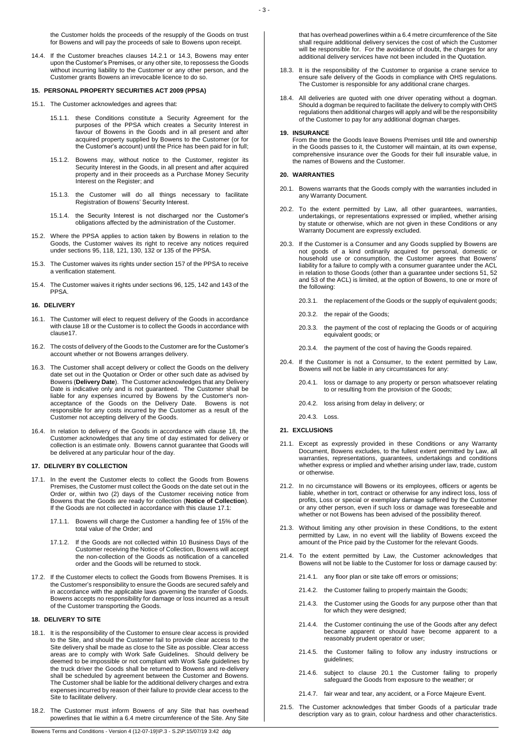the Customer holds the proceeds of the resupply of the Goods on trust for Bowens and will pay the proceeds of sale to Bowens upon receipt.

14.4. If the Customer breaches clauses 14.2.1 or 14.3, Bowens may enter upon the Customer's Premises, or any other site, to repossess the Goods without incurring liability to the Customer or any other person, and the Customer grants Bowens an irrevocable licence to do so.

## 15. PERSONAL PROPERTY SECURITIES ACT 2009 (PPSA)

15.1. The Customer acknowledges and agrees that:

15.1.1. these Conditions constitute a Security Agreement for the purposes of the PPSA which creates a Security Interest in favour of Bowens in the Goods and in all present and after acquired property supplied by Bowens to the Customer (or for the Customer's account) until the Price has been paid for in full;

15.1.2. Bowens may, without notice to the Customer, register its Security Interest in the Goods, in all present and after acquired property and in their proceeds as a Purchase Money Security Interest on the Register; and

15.1.3. the Customer will do all things necessary to facilitate Registration of Bowens' Security Interest.

15.1.4. the Security Interest is not discharged nor the Customer's obligations affected by the administration of the Customer.

15.2. Where the PPSA applies to action taken by Bowens in relation to the Goods, the Customer waives its right to receive any notices required under sections 95, 118, 121, 130, 132 or 135 of the PPSA.

15.3. The Customer waives its rights under section 157 of the PPSA to receive a verification statement.

15.4. The Customer waives it rights under sections 96, 125, 142 and 143 of the PPSA.

## 16. DELIVERY

16.1. The Customer will elect to request delivery of the Goods in accordance with clause 18 or the Customer is to collect the Goods in accordance with clause17.

16.2. The costs of delivery of the Goods to the Customer are for the Customer's account whether or not Bowens arranges delivery.

16.3. The Customer shall accept delivery or collect the Goods on the delivery date set out in the Quotation or Order or other such date as advised by Bowens (**Delivery Date**). The Customer acknowledges that any Delivery Date is indicative only and is not guaranteed. The Customer shall be liable for any expenses incurred by Bowens by the Customer's non-acceptance of the Goods on the Delivery Date. Bowens is not responsible for any costs incurred by the Customer as a result of the Customer not accepting delivery of the Goods.

16.4. In relation to delivery of the Goods in accordance with clause 18, the Customer acknowledges that any time of day estimated for delivery or collection is an estimate only. Bowens cannot guarantee that Goods will be delivered at any particular hour of the day.

## 17. DELIVERY BY COLLECTION

17.1. In the event the Customer elects to collect the Goods from Bowens Premises, the Customer must collect the Goods on the date set out in the Order or, within two (2) days of the Customer receiving notice from Bowens that the Goods are ready for collection (**Notice of Collection**). If the Goods are not collected in accordance with this clause 17.1:

17.1.1. Bowens will charge the Customer a handling fee of 15% of the total value of the Order; and

17.1.2. If the Goods are not collected within 10 Business Days of the Customer receiving the Notice of Collection, Bowens will accept the non-collection of the Goods as notification of a cancelled order and the Goods will be returned to stock.

17.2. If the Customer elects to collect the Goods from Bowens Premises. It is the Customer's responsibility to ensure the Goods are secured safely and in accordance with the applicable laws governing the transfer of Goods. Bowens accepts no responsibility for damage or loss incurred as a result of the Customer transporting the Goods.

## 18. DELIVERY TO SITE

18.1. It is the responsibility of the Customer to ensure clear access is provided to the Site, and should the Customer fail to provide clear access to the Site delivery shall be made as close to the Site as possible. Clear access areas are to comply with Work Safe Guidelines. Should delivery be deemed to be impossible or not compliant with Work Safe guidelines by the truck driver the Goods shall be returned to Bowens and re-delivery shall be scheduled by agreement between the Customer and Bowens. The Customer shall be liable for the additional delivery charges and extra expenses incurred by reason of their failure to provide clear access to the Site to facilitate delivery.

18.2. The Customer must inform Bowens of any Site that has overhead powerlines that lie within a 6.4 metre circumference of the Site. Any Site that has overhead powerlines within a 6.4 metre circumference of the Site shall require additional delivery services the cost of which the Customer will be responsible for. For the avoidance of doubt, the charges for any additional delivery services have not been included in the Quotation.

18.3. It is the responsibility of the Customer to organise a crane service to ensure safe delivery of the Goods in compliance with OHS regulations. The Customer is responsible for any additional crane charges.

18.4. All deliveries are quoted with one driver operating without a dogman. Should a dogman be required to facilitate the delivery to comply with OHS regulations then additional charges will apply and will be the responsibility of the Customer to pay for any additional dogman charges.

## 19. INSURANCE

From the time the Goods leave Bowens Premises until title and ownership in the Goods passes to it, the Customer will maintain, at its own expense, comprehensive insurance over the Goods for their full insurable value, in the names of Bowens and the Customer.

## 20. WARRANTIES

20.1. Bowens warrants that the Goods comply with the warranties included in any Warranty Document.

20.2. To the extent permitted by Law, all other guarantees, warranties, undertakings, or representations expressed or implied, whether arising by statute or otherwise, which are not given in these Conditions or any Warranty Document are expressly excluded.

20.3. If the Customer is a Consumer and any Goods supplied by Bowens are not goods of a kind ordinarily acquired for personal, domestic or household use or consumption, the Customer agrees that Bowens' liability for a failure to comply with a consumer guarantee under the ACL in relation to those Goods (other than a guarantee under sections 51, 52 and 53 of the ACL) is limited, at the option of Bowens, to one or more of the following:

20.3.1. the replacement of the Goods or the supply of equivalent goods;

20.3.2. the repair of the Goods;

20.3.3. the payment of the cost of replacing the Goods or of acquiring equivalent goods; or

20.3.4. the payment of the cost of having the Goods repaired.

20.4. If the Customer is not a Consumer, to the extent permitted by Law, Bowens will not be liable in any circumstances for any:

20.4.1. loss or damage to any property or person whatsoever relating to or resulting from the provision of the Goods;

20.4.2. loss arising from delay in delivery; or

20.4.3. Loss.

## 21. EXCLUSIONS

21.1. Except as expressly provided in these Conditions or any Warranty Document, Bowens excludes, to the fullest extent permitted by Law, all warranties, representations, guarantees, undertakings and conditions whether express or implied and whether arising under law, trade, custom or otherwise.

21.2. In no circumstance will Bowens or its employees, officers or agents be liable, whether in tort, contract or otherwise for any indirect loss, loss of profits, Loss or special or exemplary damage suffered by the Customer or any other person, even if such loss or damage was foreseeable and whether or not Bowens has been advised of the possibility thereof.

21.3. Without limiting any other provision in these Conditions, to the extent permitted by Law, in no event will the liability of Bowens exceed the amount of the Price paid by the Customer for the relevant Goods.

21.4. To the extent permitted by Law, the Customer acknowledges that Bowens will not be liable to the Customer for loss or damage caused by:

21.4.1. any floor plan or site take off errors or omissions;

21.4.2. the Customer failing to properly maintain the Goods;

21.4.3. the Customer using the Goods for any purpose other than that for which they were designed;

21.4.4. the Customer continuing the use of the Goods after any defect became apparent or should have become apparent to a reasonably prudent operator or user;

21.4.5. the Customer failing to follow any industry instructions or guidelines;

21.4.6. subject to clause 20.1 the Customer failing to properly safeguard the Goods from exposure to the weather; or

21.4.7. fair wear and tear, any accident, or a Force Majeure Event.

21.5. The Customer acknowledges that timber Goods of a particular trade description vary as to grain, colour hardness and other characteristics.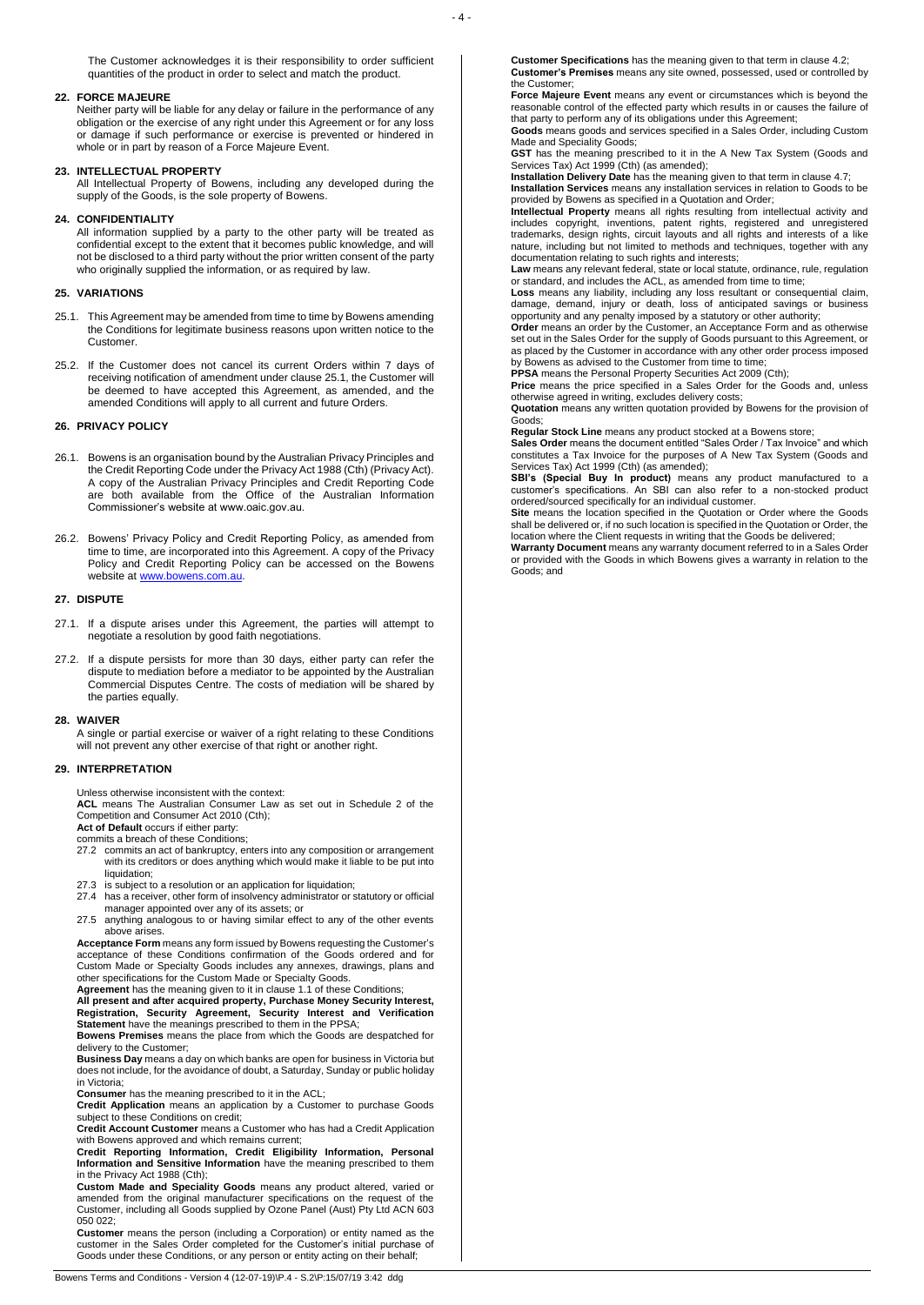The Customer acknowledges it is their responsibility to order sufficient quantities of the product in order to select and match the product.

## 22. FORCE MAJEURE

Neither party will be liable for any delay or failure in the performance of any obligation or the exercise of any right under this Agreement or for any loss or damage if such performance or exercise is prevented or hindered in whole or in part by reason of a Force Majeure Event.

## 23. INTELLECTUAL PROPERTY

All Intellectual Property of Bowens, including any developed during the supply of the Goods, is the sole property of Bowens.

## 24. CONFIDENTIALITY

All information supplied by a party to the other party will be treated as confidential except to the extent that it becomes public knowledge, and will not be disclosed to a third party without the prior written consent of the party who originally supplied the information, or as required by law.

## 25. VARIATIONS

25.1. This Agreement may be amended from time to time by Bowens amending the Conditions for legitimate business reasons upon written notice to the Customer.

25.2. If the Customer does not cancel its current Orders within 7 days of receiving notification of amendment under clause 25.1, the Customer will be deemed to have accepted this Agreement, as amended, and the amended Conditions will apply to all current and future Orders.

## 26. PRIVACY POLICY

26.1. Bowens is an organisation bound by the Australian Privacy Principles and the Credit Reporting Code under the Privacy Act 1988 (Cth) (Privacy Act). A copy of the Australian Privacy Principles and Credit Reporting Code are both available from the Office of the Australian Information Commissioner's website at www.oaic.gov.au.

26.2. Bowens' Privacy Policy and Credit Reporting Policy, as amended from time to time, are incorporated into this Agreement. A copy of the Privacy Policy and Credit Reporting Policy can be accessed on the Bowens website at www.bowens.com.au.

## 27. DISPUTE

27.1. If a dispute arises under this Agreement, the parties will attempt to negotiate a resolution by good faith negotiations.

27.2. If a dispute persists for more than 30 days, either party can refer the dispute to mediation before a mediator to be appointed by the Australian Commercial Disputes Centre. The costs of mediation will be shared by the parties equally.

## 28. WAIVER

A single or partial exercise or waiver of a right relating to these Conditions will not prevent any other exercise of that right or another right.

## 29. INTERPRETATION

Unless otherwise inconsistent with the context:

**ACL** means The Australian Consumer Law as set out in Schedule 2 of the Competition and Consumer Act 2010 (Cth);

**Act of Default** occurs if either party:

commits a breach of these Conditions;

27.2 commits an act of bankruptcy, enters into any composition or arrangement with its creditors or does anything which would make it liable to be put into liquidation;

27.3 is subject to a resolution or an application for liquidation;

27.4 has a receiver, other form of insolvency administrator or statutory or official manager appointed over any of its assets; or

27.5 anything analogous to or having similar effect to any of the other events above arises.

**Acceptance Form** means any form issued by Bowens requesting the Customer's acceptance of these Conditions confirmation of the Goods ordered and for Custom Made or Specialty Goods includes any annexes, drawings, plans and other specifications for the Custom Made or Specialty Goods.

**Agreement** has the meaning given to it in clause 1.1 of these Conditions;

**All present and after acquired property, Purchase Money Security Interest, Registration, Security Agreement, Security Interest and Verification Statement** have the meanings prescribed to them in the PPSA;

**Bowens Premises** means the place from which the Goods are despatched for delivery to the Customer;

**Business Day** means a day on which banks are open for business in Victoria but does not include, for the avoidance of doubt, a Saturday, Sunday or public holiday in Victoria;

**Consumer** has the meaning prescribed to it in the ACL;

**Credit Application** means an application by a Customer to purchase Goods subject to these Conditions on credit;

**Credit Account Customer** means a Customer who has had a Credit Application with Bowens approved and which remains current;

**Credit Reporting Information, Credit Eligibility Information, Personal Information and Sensitive Information** have the meaning prescribed to them in the Privacy Act 1988 (Cth);

**Custom Made and Speciality Goods** means any product altered, varied or amended from the original manufacturer specifications on the request of the Customer, including all Goods supplied by Ozone Panel (Aust) Pty Ltd ACN 603 050 022;

**Customer** means the person (including a Corporation) or entity named as the customer in the Sales Order completed for the Customer's initial purchase of Goods under these Conditions, or any person or entity acting on their behalf;

**Customer Specifications** has the meaning given to that term in clause 4.2;

**Customer's Premises** means any site owned, possessed, used or controlled by the Customer;

**Force Majeure Event** means any event or circumstances which is beyond the reasonable control of the effected party which results in or causes the failure of that party to perform any of its obligations under this Agreement;

**Goods** means goods and services specified in a Sales Order, including Custom Made and Speciality Goods;

**GST** has the meaning prescribed to it in the A New Tax System (Goods and Services Tax) Act 1999 (Cth) (as amended);

**Installation Delivery Date** has the meaning given to that term in clause 4.7;

**Installation Services** means any installation services in relation to Goods to be provided by Bowens as specified in a Quotation and Order;

**Intellectual Property** means all rights resulting from intellectual activity and includes copyright, inventions, patent rights, registered and unregistered trademarks, design rights, circuit layouts and all rights and interests of a like nature, including but not limited to methods and techniques, together with any documentation relating to such rights and interests;

**Law** means any relevant federal, state or local statute, ordinance, rule, regulation or standard, and includes the ACL, as amended from time to time;

**Loss** means any liability, including any loss resultant or consequential claim, damage, demand, injury or death, loss of anticipated savings or business opportunity and any penalty imposed by a statutory or other authority;

**Order** means an order by the Customer, an Acceptance Form and as otherwise set out in the Sales Order for the supply of Goods pursuant to this Agreement, or as placed by the Customer in accordance with any other order process imposed by Bowens as advised to the Customer from time to time;

**PPSA** means the Personal Property Securities Act 2009 (Cth);

**Price** means the price specified in a Sales Order for the Goods and, unless otherwise agreed in writing, excludes delivery costs;

**Quotation** means any written quotation provided by Bowens for the provision of Goods;

**Regular Stock Line** means any product stocked at a Bowens store;

**Sales Order** means the document entitled "Sales Order / Tax Invoice" and which constitutes a Tax Invoice for the purposes of A New Tax System (Goods and Services Tax) Act 1999 (Cth) (as amended);

**SBI's (Special Buy In product)** means any product manufactured to a customer's specifications. An SBI can also refer to a non-stocked product ordered/sourced specifically for an individual customer.

**Site** means the location specified in the Quotation or Order where the Goods shall be delivered or, if no such location is specified in the Quotation or Order, the location where the Client requests in writing that the Goods be delivered;

**Warranty Document** means any warranty document referred to in a Sales Order or provided with the Goods in which Bowens gives a warranty in relation to the Goods; and